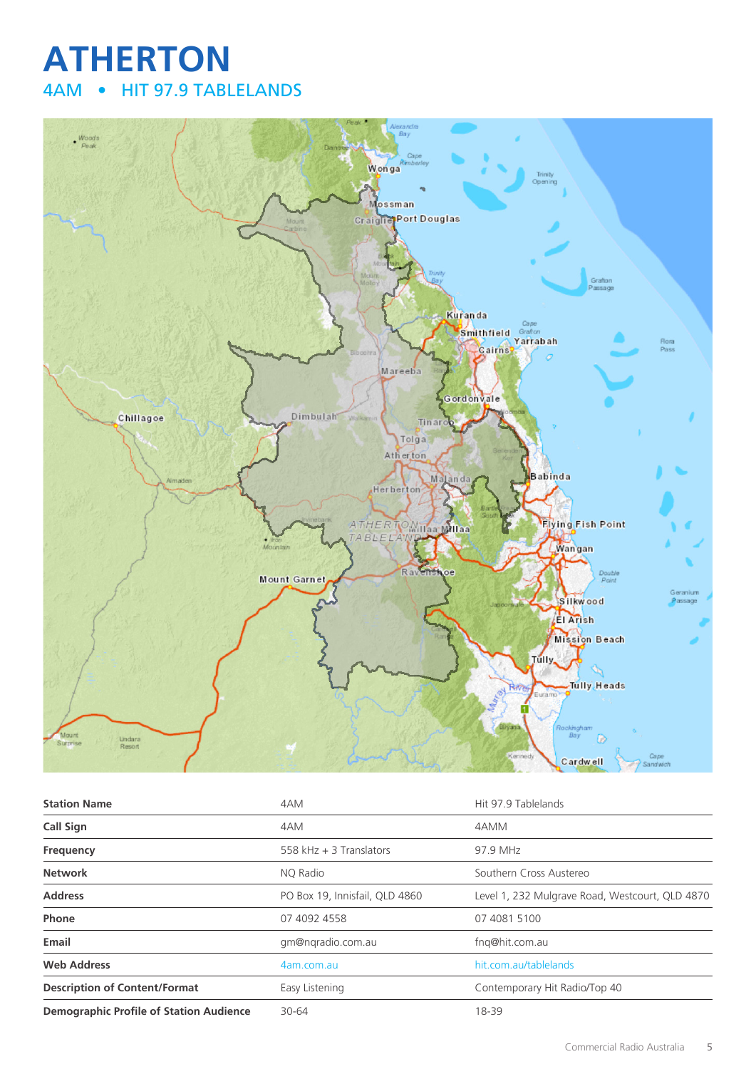# ATHERTON

## 4AM • HIT 97.9 TABLELANDS

| Station Name | 4AM | Hit 97.9 Tablelands |
|---|---|---|
| Call Sign | 4AM | 4AMM |
| Frequency | 558 kHz + 3 Translators | 97.9 MHz |
| Network | NQ Radio | Southern Cross Austereo |
| Address | PO Box 19, Innisfail, QLD 4860 | Level 1, 232 Mulgrave Road, Westcourt, QLD 4870 |
| Phone | 07 4092 4558 | 07 4081 5100 |
| Email | gm@nqradio.com.au | fnq@hit.com.au |
| Web Address | 4am.com.au | hit.com.au/tablelands |
| Description of Content/Format | Easy Listening | Contemporary Hit Radio/Top 40 |
| Demographic Profile of Station Audience | 30-64 | 18-39 |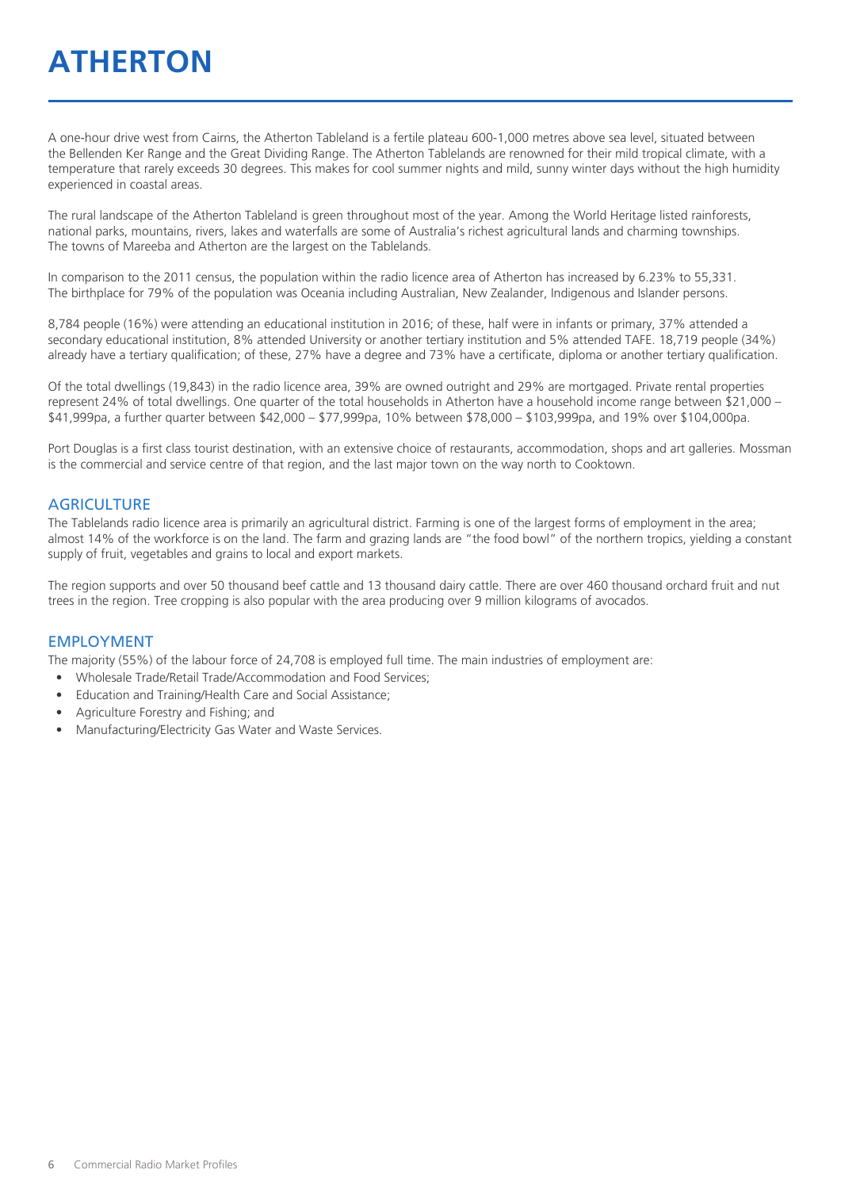# ATHERTON

A one-hour drive west from Cairns, the Atherton Tableland is a fertile plateau 600-1,000 metres above sea level, situated between the Bellenden Ker Range and the Great Dividing Range. The Atherton Tablelands are renowned for their mild tropical climate, with a temperature that rarely exceeds 30 degrees. This makes for cool summer nights and mild, sunny winter days without the high humidity experienced in coastal areas.

The rural landscape of the Atherton Tableland is green throughout most of the year. Among the World Heritage listed rainforests, national parks, mountains, rivers, lakes and waterfalls are some of Australia's richest agricultural lands and charming townships. The towns of Mareeba and Atherton are the largest on the Tablelands.

In comparison to the 2011 census, the population within the radio licence area of Atherton has increased by 6.23% to 55,331. The birthplace for 79% of the population was Oceania including Australian, New Zealander, Indigenous and Islander persons.

8,784 people (16%) were attending an educational institution in 2016; of these, half were in infants or primary, 37% attended a secondary educational institution, 8% attended University or another tertiary institution and 5% attended TAFE. 18,719 people (34%) already have a tertiary qualification; of these, 27% have a degree and 73% have a certificate, diploma or another tertiary qualification.

Of the total dwellings (19,843) in the radio licence area, 39% are owned outright and 29% are mortgaged. Private rental properties represent 24% of total dwellings. One quarter of the total households in Atherton have a household income range between $21,000 – $41,999pa, a further quarter between $42,000 – $77,999pa, 10% between $78,000 – $103,999pa, and 19% over $104,000pa.

Port Douglas is a first class tourist destination, with an extensive choice of restaurants, accommodation, shops and art galleries. Mossman is the commercial and service centre of that region, and the last major town on the way north to Cooktown.

## AGRICULTURE

The Tablelands radio licence area is primarily an agricultural district. Farming is one of the largest forms of employment in the area; almost 14% of the workforce is on the land. The farm and grazing lands are "the food bowl" of the northern tropics, yielding a constant supply of fruit, vegetables and grains to local and export markets.

The region supports and over 50 thousand beef cattle and 13 thousand dairy cattle. There are over 460 thousand orchard fruit and nut trees in the region. Tree cropping is also popular with the area producing over 9 million kilograms of avocados.

## EMPLOYMENT

The majority (55%) of the labour force of 24,708 is employed full time. The main industries of employment are:

- Wholesale Trade/Retail Trade/Accommodation and Food Services;
- Education and Training/Health Care and Social Assistance;
- Agriculture Forestry and Fishing; and
- Manufacturing/Electricity Gas Water and Waste Services.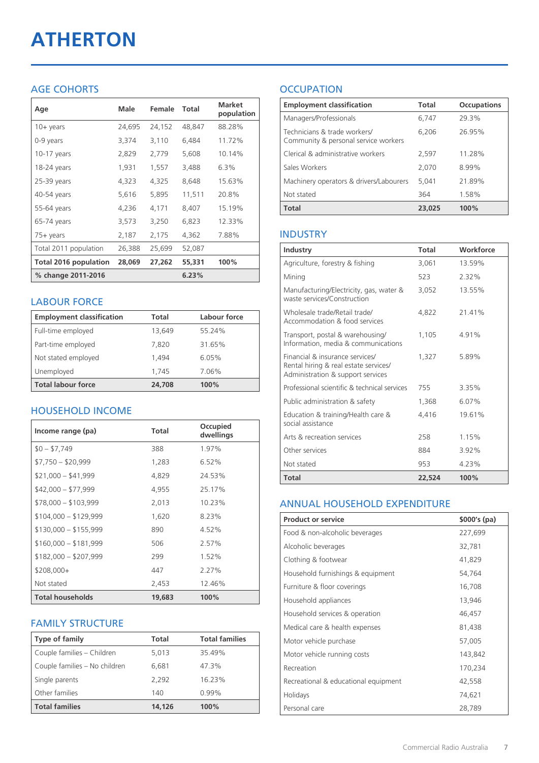# ATHERTON

## AGE COHORTS

| Age | Male | Female | Total | Market population |
|---|---|---|---|---|
| 10+ years | 24,695 | 24,152 | 48,847 | 88.28% |
| 0-9 years | 3,374 | 3,110 | 6,484 | 11.72% |
| 10-17 years | 2,829 | 2,779 | 5,608 | 10.14% |
| 18-24 years | 1,931 | 1,557 | 3,488 | 6.3% |
| 25-39 years | 4,323 | 4,325 | 8,648 | 15.63% |
| 40-54 years | 5,616 | 5,895 | 11,511 | 20.8% |
| 55-64 years | 4,236 | 4,171 | 8,407 | 15.19% |
| 65-74 years | 3,573 | 3,250 | 6,823 | 12.33% |
| 75+ years | 2,187 | 2,175 | 4,362 | 7.88% |
| Total 2011 population | 26,388 | 25,699 | 52,087 | |
| **Total 2016 population** | **28,069** | **27,262** | **55,331** | **100%** |
| **% change 2011-2016** | | | **6.23%** | |

## LABOUR FORCE

| Employment classification | Total | Labour force |
|---|---|---|
| Full-time employed | 13,649 | 55.24% |
| Part-time employed | 7,820 | 31.65% |
| Not stated employed | 1,494 | 6.05% |
| Unemployed | 1,745 | 7.06% |
| **Total labour force** | **24,708** | **100%** |

## HOUSEHOLD INCOME

| Income range (pa) | Total | Occupied dwellings |
|---|---|---|
| $0 – $7,749 | 388 | 1.97% |
| $7,750 – $20,999 | 1,283 | 6.52% |
| $21,000 – $41,999 | 4,829 | 24.53% |
| $42,000 – $77,999 | 4,955 | 25.17% |
| $78,000 – $103,999 | 2,013 | 10.23% |
| $104,000 – $129,999 | 1,620 | 8.23% |
| $130,000 – $155,999 | 890 | 4.52% |
| $160,000 – $181,999 | 506 | 2.57% |
| $182,000 – $207,999 | 299 | 1.52% |
| $208,000+ | 447 | 2.27% |
| Not stated | 2,453 | 12.46% |
| **Total households** | **19,683** | **100%** |

## FAMILY STRUCTURE

| Type of family | Total | Total families |
|---|---|---|
| Couple families – Children | 5,013 | 35.49% |
| Couple families – No children | 6,681 | 47.3% |
| Single parents | 2,292 | 16.23% |
| Other families | 140 | 0.99% |
| **Total families** | **14,126** | **100%** |

## OCCUPATION

| Employment classification | Total | Occupations |
|---|---|---|
| Managers/Professionals | 6,747 | 29.3% |
| Technicians & trade workers/ Community & personal service workers | 6,206 | 26.95% |
| Clerical & administrative workers | 2,597 | 11.28% |
| Sales Workers | 2,070 | 8.99% |
| Machinery operators & drivers/Labourers | 5,041 | 21.89% |
| Not stated | 364 | 1.58% |
| **Total** | **23,025** | **100%** |

## INDUSTRY

| Industry | Total | Workforce |
|---|---|---|
| Agriculture, forestry & fishing | 3,061 | 13.59% |
| Mining | 523 | 2.32% |
| Manufacturing/Electricity, gas, water & waste services/Construction | 3,052 | 13.55% |
| Wholesale trade/Retail trade/ Accommodation & food services | 4,822 | 21.41% |
| Transport, postal & warehousing/ Information, media & communications | 1,105 | 4.91% |
| Financial & insurance services/ Rental hiring & real estate services/ Administration & support services | 1,327 | 5.89% |
| Professional scientific & technical services | 755 | 3.35% |
| Public administration & safety | 1,368 | 6.07% |
| Education & training/Health care & social assistance | 4,416 | 19.61% |
| Arts & recreation services | 258 | 1.15% |
| Other services | 884 | 3.92% |
| Not stated | 953 | 4.23% |
| **Total** | **22,524** | **100%** |

## ANNUAL HOUSEHOLD EXPENDITURE

| Product or service | $000's (pa) |
|---|---|
| Food & non-alcoholic beverages | 227,699 |
| Alcoholic beverages | 32,781 |
| Clothing & footwear | 41,829 |
| Household furnishings & equipment | 54,764 |
| Furniture & floor coverings | 16,708 |
| Household appliances | 13,946 |
| Household services & operation | 46,457 |
| Medical care & health expenses | 81,438 |
| Motor vehicle purchase | 57,005 |
| Motor vehicle running costs | 143,842 |
| Recreation | 170,234 |
| Recreational & educational equipment | 42,558 |
| Holidays | 74,621 |
| Personal care | 28,789 |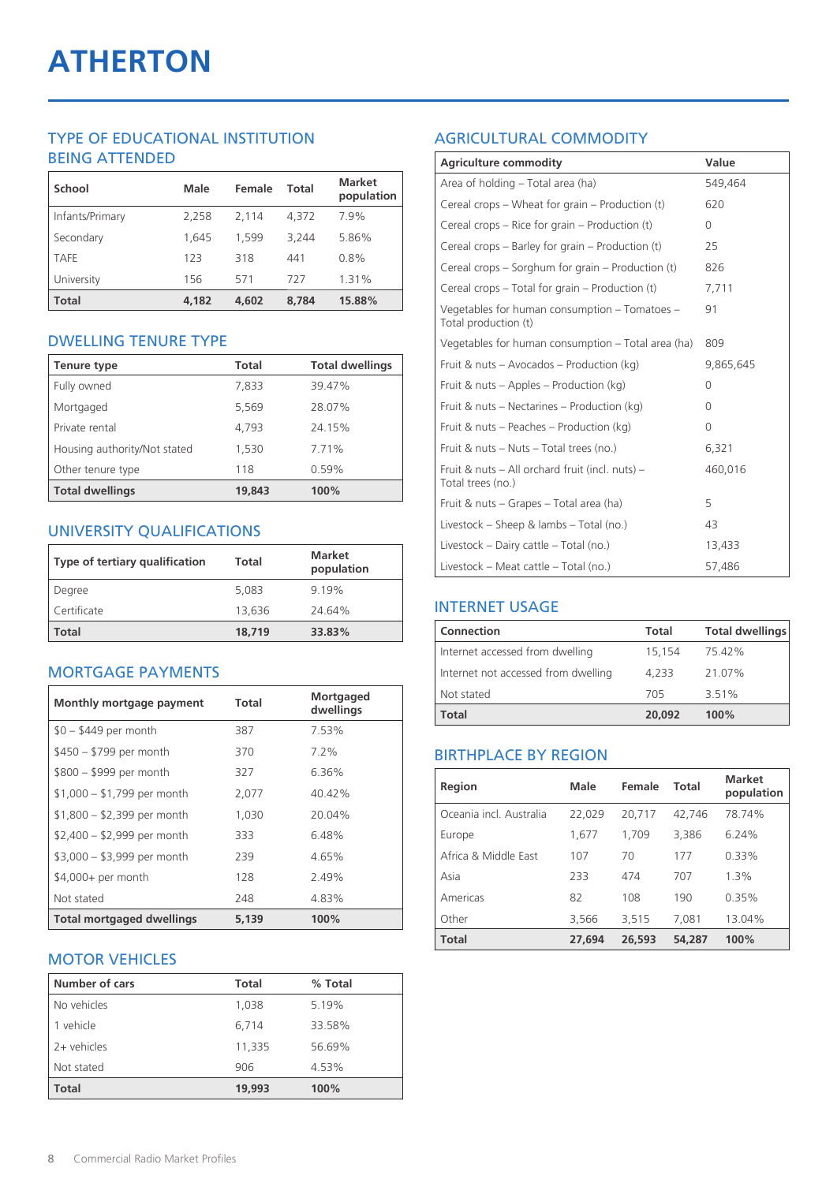# ATHERTON

## TYPE OF EDUCATIONAL INSTITUTION BEING ATTENDED

| School | Male | Female | Total | Market population |
|---|---|---|---|---|
| Infants/Primary | 2,258 | 2,114 | 4,372 | 7.9% |
| Secondary | 1,645 | 1,599 | 3,244 | 5.86% |
| TAFE | 123 | 318 | 441 | 0.8% |
| University | 156 | 571 | 727 | 1.31% |
| **Total** | **4,182** | **4,602** | **8,784** | **15.88%** |

## DWELLING TENURE TYPE

| Tenure type | Total | Total dwellings |
|---|---|---|
| Fully owned | 7,833 | 39.47% |
| Mortgaged | 5,569 | 28.07% |
| Private rental | 4,793 | 24.15% |
| Housing authority/Not stated | 1,530 | 7.71% |
| Other tenure type | 118 | 0.59% |
| **Total dwellings** | **19,843** | **100%** |

## UNIVERSITY QUALIFICATIONS

| Type of tertiary qualification | Total | Market population |
|---|---|---|
| Degree | 5,083 | 9.19% |
| Certificate | 13,636 | 24.64% |
| **Total** | **18,719** | **33.83%** |

## MORTGAGE PAYMENTS

| Monthly mortgage payment | Total | Mortgaged dwellings |
|---|---|---|
| $0 – $449 per month | 387 | 7.53% |
| $450 – $799 per month | 370 | 7.2% |
| $800 – $999 per month | 327 | 6.36% |
| $1,000 – $1,799 per month | 2,077 | 40.42% |
| $1,800 – $2,399 per month | 1,030 | 20.04% |
| $2,400 – $2,999 per month | 333 | 6.48% |
| $3,000 – $3,999 per month | 239 | 4.65% |
| $4,000+ per month | 128 | 2.49% |
| Not stated | 248 | 4.83% |
| **Total mortgaged dwellings** | **5,139** | **100%** |

## MOTOR VEHICLES

| Number of cars | Total | % Total |
|---|---|---|
| No vehicles | 1,038 | 5.19% |
| 1 vehicle | 6,714 | 33.58% |
| 2+ vehicles | 11,335 | 56.69% |
| Not stated | 906 | 4.53% |
| **Total** | **19,993** | **100%** |

## AGRICULTURAL COMMODITY

| Agriculture commodity | Value |
|---|---|
| Area of holding – Total area (ha) | 549,464 |
| Cereal crops – Wheat for grain – Production (t) | 620 |
| Cereal crops – Rice for grain – Production (t) | 0 |
| Cereal crops – Barley for grain – Production (t) | 25 |
| Cereal crops – Sorghum for grain – Production (t) | 826 |
| Cereal crops – Total for grain – Production (t) | 7,711 |
| Vegetables for human consumption – Tomatoes – Total production (t) | 91 |
| Vegetables for human consumption – Total area (ha) | 809 |
| Fruit & nuts – Avocados – Production (kg) | 9,865,645 |
| Fruit & nuts – Apples – Production (kg) | 0 |
| Fruit & nuts – Nectarines – Production (kg) | 0 |
| Fruit & nuts – Peaches – Production (kg) | 0 |
| Fruit & nuts – Nuts – Total trees (no.) | 6,321 |
| Fruit & nuts – All orchard fruit (incl. nuts) – Total trees (no.) | 460,016 |
| Fruit & nuts – Grapes – Total area (ha) | 5 |
| Livestock – Sheep & lambs – Total (no.) | 43 |
| Livestock – Dairy cattle – Total (no.) | 13,433 |
| Livestock – Meat cattle – Total (no.) | 57,486 |

## INTERNET USAGE

| Connection | Total | Total dwellings |
|---|---|---|
| Internet accessed from dwelling | 15,154 | 75.42% |
| Internet not accessed from dwelling | 4,233 | 21.07% |
| Not stated | 705 | 3.51% |
| **Total** | **20,092** | **100%** |

## BIRTHPLACE BY REGION

| Region | Male | Female | Total | Market population |
|---|---|---|---|---|
| Oceania incl. Australia | 22,029 | 20,717 | 42,746 | 78.74% |
| Europe | 1,677 | 1,709 | 3,386 | 6.24% |
| Africa & Middle East | 107 | 70 | 177 | 0.33% |
| Asia | 233 | 474 | 707 | 1.3% |
| Americas | 82 | 108 | 190 | 0.35% |
| Other | 3,566 | 3,515 | 7,081 | 13.04% |
| **Total** | **27,694** | **26,593** | **54,287** | **100%** |